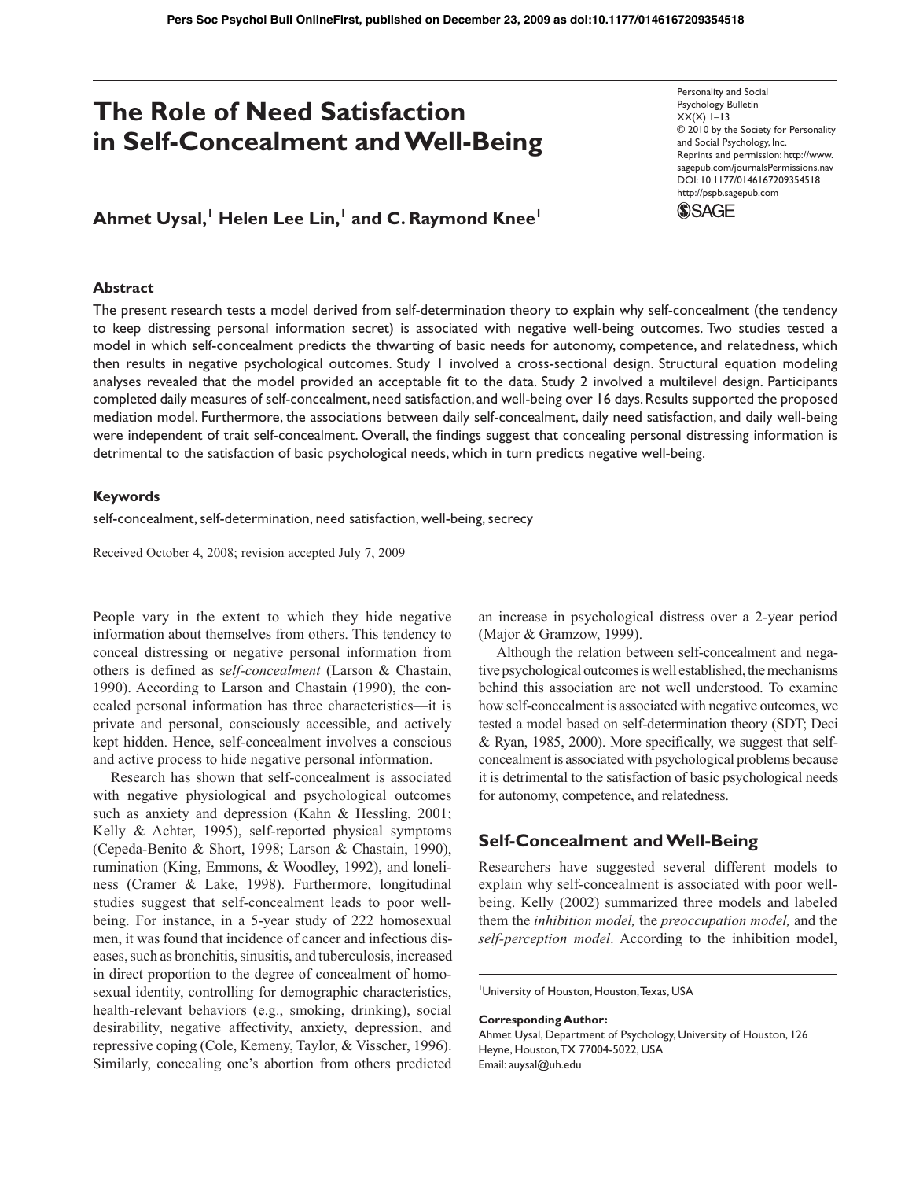# The Role of Need Satisfaction in Self-Concealment and Well-Being

**Ahmet Uysal,[1] Helen Lee Lin,[1] and C. Raymond Knee[1]**

## Abstract

The present research tests a model derived from self-determination theory to explain why self-concealment (the tendency to keep distressing personal information secret) is associated with negative well-being outcomes. Two studies tested a model in which self-concealment predicts the thwarting of basic needs for autonomy, competence, and relatedness, which then results in negative psychological outcomes. Study 1 involved a cross-sectional design. Structural equation modeling analyses revealed that the model provided an acceptable fit to the data. Study 2 involved a multilevel design. Participants completed daily measures of self-concealment, need satisfaction, and well-being over 16 days. Results supported the proposed mediation model. Furthermore, the associations between daily self-concealment, daily need satisfaction, and daily well-being were independent of trait self-concealment. Overall, the findings suggest that concealing personal distressing information is detrimental to the satisfaction of basic psychological needs, which in turn predicts negative well-being.

## Keywords

self-concealment, self-determination, need satisfaction, well-being, secrecy

Received October 4, 2008; revision accepted July 7, 2009

People vary in the extent to which they hide negative information about themselves from others. This tendency to conceal distressing or negative personal information from others is defined as *self-concealment* (Larson & Chastain, 1990). According to Larson and Chastain (1990), the concealed personal information has three characteristics—it is private and personal, consciously accessible, and actively kept hidden. Hence, self-concealment involves a conscious and active process to hide negative personal information.

Research has shown that self-concealment is associated with negative physiological and psychological outcomes such as anxiety and depression (Kahn & Hessling, 2001; Kelly & Achter, 1995), self-reported physical symptoms (Cepeda-Benito & Short, 1998; Larson & Chastain, 1990), rumination (King, Emmons, & Woodley, 1992), and loneliness (Cramer & Lake, 1998). Furthermore, longitudinal studies suggest that self-concealment leads to poor well-being. For instance, in a 5-year study of 222 homosexual men, it was found that incidence of cancer and infectious diseases, such as bronchitis, sinusitis, and tuberculosis, increased in direct proportion to the degree of concealment of homosexual identity, controlling for demographic characteristics, health-relevant behaviors (e.g., smoking, drinking), social desirability, negative affectivity, anxiety, depression, and repressive coping (Cole, Kemeny, Taylor, & Visscher, 1996). Similarly, concealing one's abortion from others predicted an increase in psychological distress over a 2-year period (Major & Gramzow, 1999).

Although the relation between self-concealment and negative psychological outcomes is well established, the mechanisms behind this association are not well understood. To examine how self-concealment is associated with negative outcomes, we tested a model based on self-determination theory (SDT; Deci & Ryan, 1985, 2000). More specifically, we suggest that self-concealment is associated with psychological problems because it is detrimental to the satisfaction of basic psychological needs for autonomy, competence, and relatedness.

## Self-Concealment and Well-Being

Researchers have suggested several different models to explain why self-concealment is associated with poor well-being. Kelly (2002) summarized three models and labeled them the *inhibition model,* the *preoccupation model,* and the *self-perception model*. According to the inhibition model,

[1]University of Houston, Houston, Texas, USA

**Corresponding Author:**
Ahmet Uysal, Department of Psychology, University of Houston, 126 Heyne, Houston, TX 77004-5022, USA
Email: auysal@uh.edu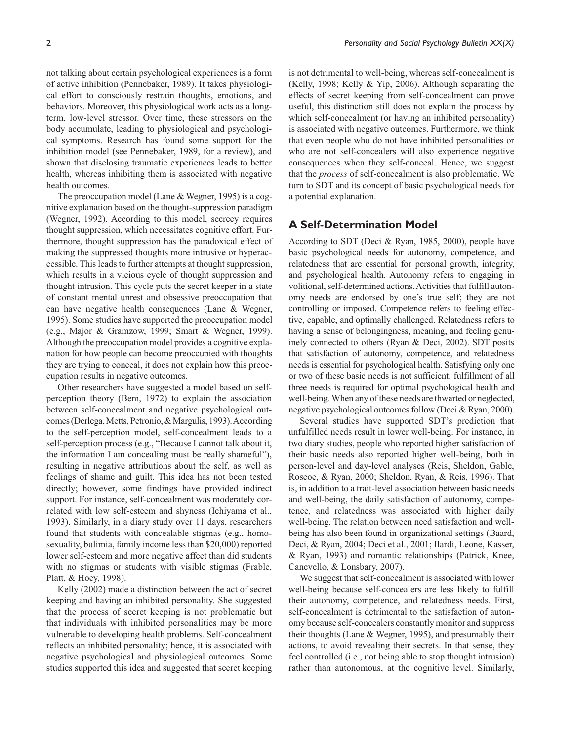not talking about certain psychological experiences is a form of active inhibition (Pennebaker, 1989). It takes physiological effort to consciously restrain thoughts, emotions, and behaviors. Moreover, this physiological work acts as a long-term, low-level stressor. Over time, these stressors on the body accumulate, leading to physiological and psychological symptoms. Research has found some support for the inhibition model (see Pennebaker, 1989, for a review), and shown that disclosing traumatic experiences leads to better health, whereas inhibiting them is associated with negative health outcomes.

The preoccupation model (Lane & Wegner, 1995) is a cognitive explanation based on the thought-suppression paradigm (Wegner, 1992). According to this model, secrecy requires thought suppression, which necessitates cognitive effort. Furthermore, thought suppression has the paradoxical effect of making the suppressed thoughts more intrusive or hyperaccessible. This leads to further attempts at thought suppression, which results in a vicious cycle of thought suppression and thought intrusion. This cycle puts the secret keeper in a state of constant mental unrest and obsessive preoccupation that can have negative health consequences (Lane & Wegner, 1995). Some studies have supported the preoccupation model (e.g., Major & Gramzow, 1999; Smart & Wegner, 1999). Although the preoccupation model provides a cognitive explanation for how people can become preoccupied with thoughts they are trying to conceal, it does not explain how this preoccupation results in negative outcomes.

Other researchers have suggested a model based on self-perception theory (Bem, 1972) to explain the association between self-concealment and negative psychological outcomes (Derlega, Metts, Petronio, & Margulis, 1993). According to the self-perception model, self-concealment leads to a self-perception process (e.g., "Because I cannot talk about it, the information I am concealing must be really shameful"), resulting in negative attributions about the self, as well as feelings of shame and guilt. This idea has not been tested directly; however, some findings have provided indirect support. For instance, self-concealment was moderately correlated with low self-esteem and shyness (Ichiyama et al., 1993). Similarly, in a diary study over 11 days, researchers found that students with concealable stigmas (e.g., homosexuality, bulimia, family income less than $20,000) reported lower self-esteem and more negative affect than did students with no stigmas or students with visible stigmas (Frable, Platt, & Hoey, 1998).

Kelly (2002) made a distinction between the act of secret keeping and having an inhibited personality. She suggested that the process of secret keeping is not problematic but that individuals with inhibited personalities may be more vulnerable to developing health problems. Self-concealment reflects an inhibited personality; hence, it is associated with negative psychological and physiological outcomes. Some studies supported this idea and suggested that secret keeping is not detrimental to well-being, whereas self-concealment is (Kelly, 1998; Kelly & Yip, 2006). Although separating the effects of secret keeping from self-concealment can prove useful, this distinction still does not explain the process by which self-concealment (or having an inhibited personality) is associated with negative outcomes. Furthermore, we think that even people who do not have inhibited personalities or who are not self-concealers will also experience negative consequences when they self-conceal. Hence, we suggest that the *process* of self-concealment is also problematic. We turn to SDT and its concept of basic psychological needs for a potential explanation.

## A Self-Determination Model

According to SDT (Deci & Ryan, 1985, 2000), people have basic psychological needs for autonomy, competence, and relatedness that are essential for personal growth, integrity, and psychological health. Autonomy refers to engaging in volitional, self-determined actions. Activities that fulfill autonomy needs are endorsed by one's true self; they are not controlling or imposed. Competence refers to feeling effective, capable, and optimally challenged. Relatedness refers to having a sense of belongingness, meaning, and feeling genuinely connected to others (Ryan & Deci, 2002). SDT posits that satisfaction of autonomy, competence, and relatedness needs is essential for psychological health. Satisfying only one or two of these basic needs is not sufficient; fulfillment of all three needs is required for optimal psychological health and well-being. When any of these needs are thwarted or neglected, negative psychological outcomes follow (Deci & Ryan, 2000).

Several studies have supported SDT's prediction that unfulfilled needs result in lower well-being. For instance, in two diary studies, people who reported higher satisfaction of their basic needs also reported higher well-being, both in person-level and day-level analyses (Reis, Sheldon, Gable, Roscoe, & Ryan, 2000; Sheldon, Ryan, & Reis, 1996). That is, in addition to a trait-level association between basic needs and well-being, the daily satisfaction of autonomy, competence, and relatedness was associated with higher daily well-being. The relation between need satisfaction and well-being has also been found in organizational settings (Baard, Deci, & Ryan, 2004; Deci et al., 2001; Ilardi, Leone, Kasser, & Ryan, 1993) and romantic relationships (Patrick, Knee, Canevello, & Lonsbary, 2007).

We suggest that self-concealment is associated with lower well-being because self-concealers are less likely to fulfill their autonomy, competence, and relatedness needs. First, self-concealment is detrimental to the satisfaction of autonomy because self-concealers constantly monitor and suppress their thoughts (Lane & Wegner, 1995), and presumably their actions, to avoid revealing their secrets. In that sense, they feel controlled (i.e., not being able to stop thought intrusion) rather than autonomous, at the cognitive level. Similarly,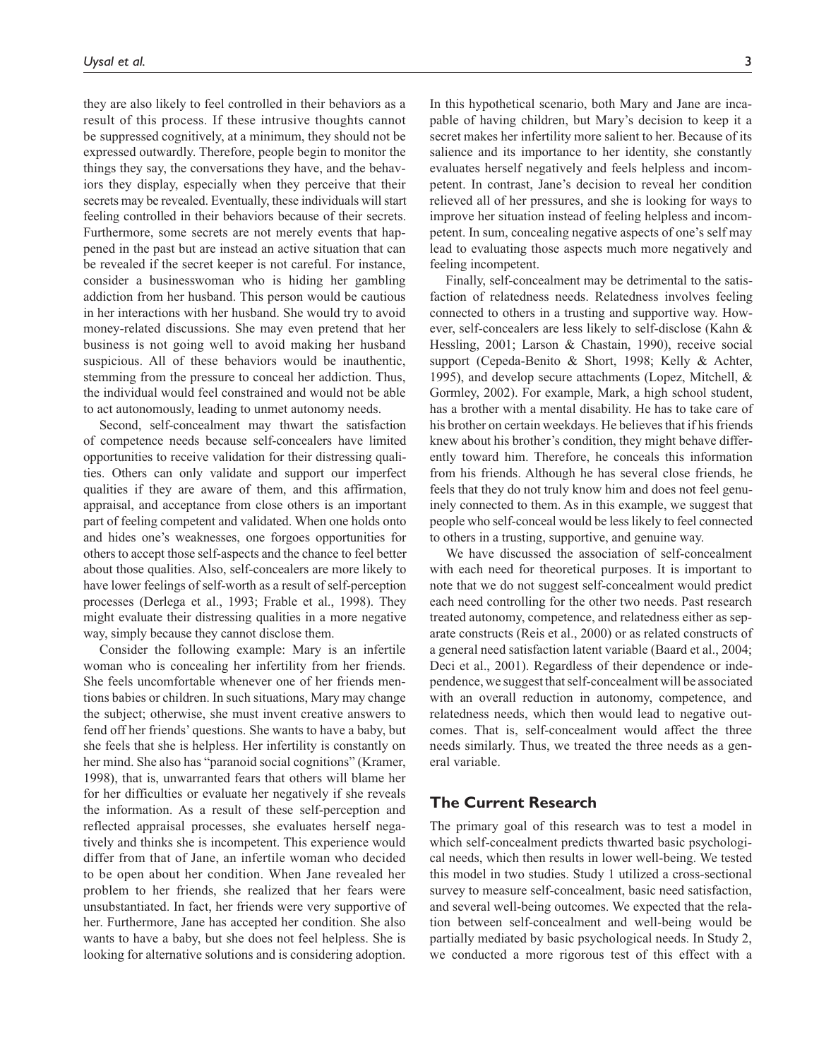they are also likely to feel controlled in their behaviors as a result of this process. If these intrusive thoughts cannot be suppressed cognitively, at a minimum, they should not be expressed outwardly. Therefore, people begin to monitor the things they say, the conversations they have, and the behaviors they display, especially when they perceive that their secrets may be revealed. Eventually, these individuals will start feeling controlled in their behaviors because of their secrets. Furthermore, some secrets are not merely events that happened in the past but are instead an active situation that can be revealed if the secret keeper is not careful. For instance, consider a businesswoman who is hiding her gambling addiction from her husband. This person would be cautious in her interactions with her husband. She would try to avoid money-related discussions. She may even pretend that her business is not going well to avoid making her husband suspicious. All of these behaviors would be inauthentic, stemming from the pressure to conceal her addiction. Thus, the individual would feel constrained and would not be able to act autonomously, leading to unmet autonomy needs.

Second, self-concealment may thwart the satisfaction of competence needs because self-concealers have limited opportunities to receive validation for their distressing qualities. Others can only validate and support our imperfect qualities if they are aware of them, and this affirmation, appraisal, and acceptance from close others is an important part of feeling competent and validated. When one holds onto and hides one's weaknesses, one forgoes opportunities for others to accept those self-aspects and the chance to feel better about those qualities. Also, self-concealers are more likely to have lower feelings of self-worth as a result of self-perception processes (Derlega et al., 1993; Frable et al., 1998). They might evaluate their distressing qualities in a more negative way, simply because they cannot disclose them.

Consider the following example: Mary is an infertile woman who is concealing her infertility from her friends. She feels uncomfortable whenever one of her friends mentions babies or children. In such situations, Mary may change the subject; otherwise, she must invent creative answers to fend off her friends' questions. She wants to have a baby, but she feels that she is helpless. Her infertility is constantly on her mind. She also has "paranoid social cognitions" (Kramer, 1998), that is, unwarranted fears that others will blame her for her difficulties or evaluate her negatively if she reveals the information. As a result of these self-perception and reflected appraisal processes, she evaluates herself negatively and thinks she is incompetent. This experience would differ from that of Jane, an infertile woman who decided to be open about her condition. When Jane revealed her problem to her friends, she realized that her fears were unsubstantiated. In fact, her friends were very supportive of her. Furthermore, Jane has accepted her condition. She also wants to have a baby, but she does not feel helpless. She is looking for alternative solutions and is considering adoption. In this hypothetical scenario, both Mary and Jane are incapable of having children, but Mary's decision to keep it a secret makes her infertility more salient to her. Because of its salience and its importance to her identity, she constantly evaluates herself negatively and feels helpless and incompetent. In contrast, Jane's decision to reveal her condition relieved all of her pressures, and she is looking for ways to improve her situation instead of feeling helpless and incompetent. In sum, concealing negative aspects of one's self may lead to evaluating those aspects much more negatively and feeling incompetent.

Finally, self-concealment may be detrimental to the satisfaction of relatedness needs. Relatedness involves feeling connected to others in a trusting and supportive way. However, self-concealers are less likely to self-disclose (Kahn & Hessling, 2001; Larson & Chastain, 1990), receive social support (Cepeda-Benito & Short, 1998; Kelly & Achter, 1995), and develop secure attachments (Lopez, Mitchell, & Gormley, 2002). For example, Mark, a high school student, has a brother with a mental disability. He has to take care of his brother on certain weekdays. He believes that if his friends knew about his brother's condition, they might behave differently toward him. Therefore, he conceals this information from his friends. Although he has several close friends, he feels that they do not truly know him and does not feel genuinely connected to them. As in this example, we suggest that people who self-conceal would be less likely to feel connected to others in a trusting, supportive, and genuine way.

We have discussed the association of self-concealment with each need for theoretical purposes. It is important to note that we do not suggest self-concealment would predict each need controlling for the other two needs. Past research treated autonomy, competence, and relatedness either as separate constructs (Reis et al., 2000) or as related constructs of a general need satisfaction latent variable (Baard et al., 2004; Deci et al., 2001). Regardless of their dependence or independence, we suggest that self-concealment will be associated with an overall reduction in autonomy, competence, and relatedness needs, which then would lead to negative outcomes. That is, self-concealment would affect the three needs similarly. Thus, we treated the three needs as a general variable.

## The Current Research

The primary goal of this research was to test a model in which self-concealment predicts thwarted basic psychological needs, which then results in lower well-being. We tested this model in two studies. Study 1 utilized a cross-sectional survey to measure self-concealment, basic need satisfaction, and several well-being outcomes. We expected that the relation between self-concealment and well-being would be partially mediated by basic psychological needs. In Study 2, we conducted a more rigorous test of this effect with a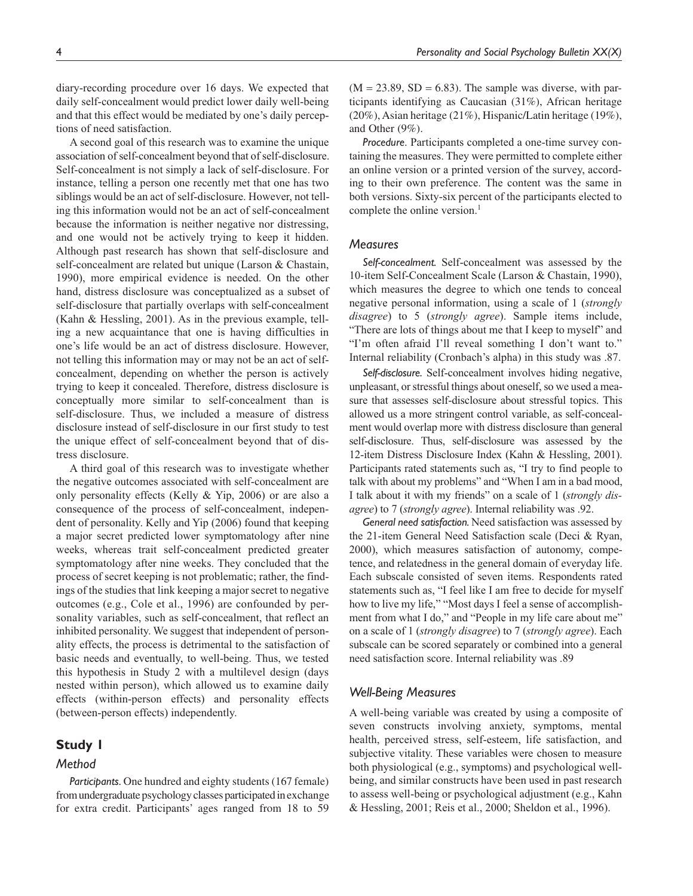diary-recording procedure over 16 days. We expected that daily self-concealment would predict lower daily well-being and that this effect would be mediated by one's daily perceptions of need satisfaction.

A second goal of this research was to examine the unique association of self-concealment beyond that of self-disclosure. Self-concealment is not simply a lack of self-disclosure. For instance, telling a person one recently met that one has two siblings would be an act of self-disclosure. However, not telling this information would not be an act of self-concealment because the information is neither negative nor distressing, and one would not be actively trying to keep it hidden. Although past research has shown that self-disclosure and self-concealment are related but unique (Larson & Chastain, 1990), more empirical evidence is needed. On the other hand, distress disclosure was conceptualized as a subset of self-disclosure that partially overlaps with self-concealment (Kahn & Hessling, 2001). As in the previous example, telling a new acquaintance that one is having difficulties in one's life would be an act of distress disclosure. However, not telling this information may or may not be an act of self-concealment, depending on whether the person is actively trying to keep it concealed. Therefore, distress disclosure is conceptually more similar to self-concealment than is self-disclosure. Thus, we included a measure of distress disclosure instead of self-disclosure in our first study to test the unique effect of self-concealment beyond that of distress disclosure.

A third goal of this research was to investigate whether the negative outcomes associated with self-concealment are only personality effects (Kelly & Yip, 2006) or are also a consequence of the process of self-concealment, independent of personality. Kelly and Yip (2006) found that keeping a major secret predicted lower symptomatology after nine weeks, whereas trait self-concealment predicted greater symptomatology after nine weeks. They concluded that the process of secret keeping is not problematic; rather, the findings of the studies that link keeping a major secret to negative outcomes (e.g., Cole et al., 1996) are confounded by personality variables, such as self-concealment, that reflect an inhibited personality. We suggest that independent of personality effects, the process is detrimental to the satisfaction of basic needs and eventually, to well-being. Thus, we tested this hypothesis in Study 2 with a multilevel design (days nested within person), which allowed us to examine daily effects (within-person effects) and personality effects (between-person effects) independently.

## Study 1

### Method

*Participants.* One hundred and eighty students (167 female) from undergraduate psychology classes participated in exchange for extra credit. Participants' ages ranged from 18 to 59 ($M = 23.89$, $SD = 6.83$). The sample was diverse, with participants identifying as Caucasian (31%), African heritage (20%), Asian heritage (21%), Hispanic/Latin heritage (19%), and Other (9%).

*Procedure.* Participants completed a one-time survey containing the measures. They were permitted to complete either an online version or a printed version of the survey, according to their own preference. The content was the same in both versions. Sixty-six percent of the participants elected to complete the online version.[1]

### Measures

*Self-concealment.* Self-concealment was assessed by the 10-item Self-Concealment Scale (Larson & Chastain, 1990), which measures the degree to which one tends to conceal negative personal information, using a scale of 1 (*strongly disagree*) to 5 (*strongly agree*). Sample items include, "There are lots of things about me that I keep to myself" and "I'm often afraid I'll reveal something I don't want to." Internal reliability (Cronbach's alpha) in this study was .87.

*Self-disclosure.* Self-concealment involves hiding negative, unpleasant, or stressful things about oneself, so we used a measure that assesses self-disclosure about stressful topics. This allowed us a more stringent control variable, as self-concealment would overlap more with distress disclosure than general self-disclosure. Thus, self-disclosure was assessed by the 12-item Distress Disclosure Index (Kahn & Hessling, 2001). Participants rated statements such as, "I try to find people to talk with about my problems" and "When I am in a bad mood, I talk about it with my friends" on a scale of 1 (*strongly disagree*) to 7 (*strongly agree*). Internal reliability was .92.

*General need satisfaction.* Need satisfaction was assessed by the 21-item General Need Satisfaction scale (Deci & Ryan, 2000), which measures satisfaction of autonomy, competence, and relatedness in the general domain of everyday life. Each subscale consisted of seven items. Respondents rated statements such as, "I feel like I am free to decide for myself how to live my life," "Most days I feel a sense of accomplishment from what I do," and "People in my life care about me" on a scale of 1 (*strongly disagree*) to 7 (*strongly agree*). Each subscale can be scored separately or combined into a general need satisfaction score. Internal reliability was .89

### Well-Being Measures

A well-being variable was created by using a composite of seven constructs involving anxiety, symptoms, mental health, perceived stress, self-esteem, life satisfaction, and subjective vitality. These variables were chosen to measure both physiological (e.g., symptoms) and psychological well-being, and similar constructs have been used in past research to assess well-being or psychological adjustment (e.g., Kahn & Hessling, 2001; Reis et al., 2000; Sheldon et al., 1996).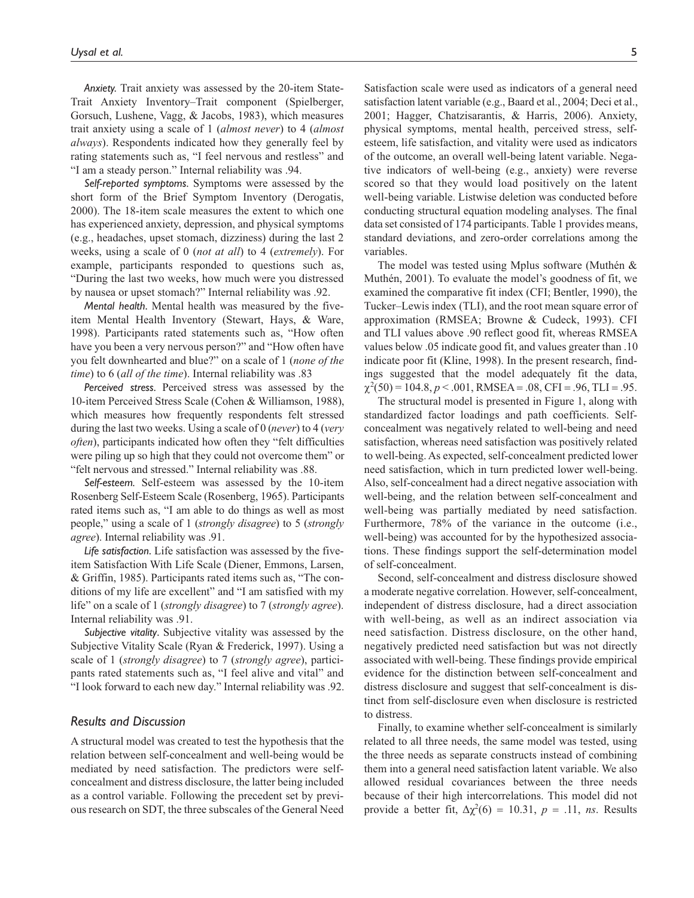*Anxiety.* Trait anxiety was assessed by the 20-item State-Trait Anxiety Inventory–Trait component (Spielberger, Gorsuch, Lushene, Vagg, & Jacobs, 1983), which measures trait anxiety using a scale of 1 (*almost never*) to 4 (*almost always*). Respondents indicated how they generally feel by rating statements such as, "I feel nervous and restless" and "I am a steady person." Internal reliability was .94.

*Self-reported symptoms.* Symptoms were assessed by the short form of the Brief Symptom Inventory (Derogatis, 2000). The 18-item scale measures the extent to which one has experienced anxiety, depression, and physical symptoms (e.g., headaches, upset stomach, dizziness) during the last 2 weeks, using a scale of 0 (*not at all*) to 4 (*extremely*). For example, participants responded to questions such as, "During the last two weeks, how much were you distressed by nausea or upset stomach?" Internal reliability was .92.

*Mental health.* Mental health was measured by the five-item Mental Health Inventory (Stewart, Hays, & Ware, 1998). Participants rated statements such as, "How often have you been a very nervous person?" and "How often have you felt downhearted and blue?" on a scale of 1 (*none of the time*) to 6 (*all of the time*). Internal reliability was .83

*Perceived stress.* Perceived stress was assessed by the 10-item Perceived Stress Scale (Cohen & Williamson, 1988), which measures how frequently respondents felt stressed during the last two weeks. Using a scale of 0 (*never*) to 4 (*very often*), participants indicated how often they "felt difficulties were piling up so high that they could not overcome them" or "felt nervous and stressed." Internal reliability was .88.

*Self-esteem.* Self-esteem was assessed by the 10-item Rosenberg Self-Esteem Scale (Rosenberg, 1965). Participants rated items such as, "I am able to do things as well as most people," using a scale of 1 (*strongly disagree*) to 5 (*strongly agree*). Internal reliability was .91.

*Life satisfaction.* Life satisfaction was assessed by the five-item Satisfaction With Life Scale (Diener, Emmons, Larsen, & Griffin, 1985). Participants rated items such as, "The conditions of my life are excellent" and "I am satisfied with my life" on a scale of 1 (*strongly disagree*) to 7 (*strongly agree*). Internal reliability was .91.

*Subjective vitality.* Subjective vitality was assessed by the Subjective Vitality Scale (Ryan & Frederick, 1997). Using a scale of 1 (*strongly disagree*) to 7 (*strongly agree*), participants rated statements such as, "I feel alive and vital" and "I look forward to each new day." Internal reliability was .92.

## Results and Discussion

A structural model was created to test the hypothesis that the relation between self-concealment and well-being would be mediated by need satisfaction. The predictors were self-concealment and distress disclosure, the latter being included as a control variable. Following the precedent set by previous research on SDT, the three subscales of the General Need Satisfaction scale were used as indicators of a general need satisfaction latent variable (e.g., Baard et al., 2004; Deci et al., 2001; Hagger, Chatzisarantis, & Harris, 2006). Anxiety, physical symptoms, mental health, perceived stress, self-esteem, life satisfaction, and vitality were used as indicators of the outcome, an overall well-being latent variable. Negative indicators of well-being (e.g., anxiety) were reverse scored so that they would load positively on the latent well-being variable. Listwise deletion was conducted before conducting structural equation modeling analyses. The final data set consisted of 174 participants. Table 1 provides means, standard deviations, and zero-order correlations among the variables.

The model was tested using Mplus software (Muthén & Muthén, 2001). To evaluate the model's goodness of fit, we examined the comparative fit index (CFI; Bentler, 1990), the Tucker–Lewis index (TLI), and the root mean square error of approximation (RMSEA; Browne & Cudeck, 1993). CFI and TLI values above .90 reflect good fit, whereas RMSEA values below .05 indicate good fit, and values greater than .10 indicate poor fit (Kline, 1998). In the present research, findings suggested that the model adequately fit the data, $\chi^2(50) = 104.8$, $p < .001$, RMSEA = .08, CFI = .96, TLI = .95.

The structural model is presented in Figure 1, along with standardized factor loadings and path coefficients. Self-concealment was negatively related to well-being and need satisfaction, whereas need satisfaction was positively related to well-being. As expected, self-concealment predicted lower need satisfaction, which in turn predicted lower well-being. Also, self-concealment had a direct negative association with well-being, and the relation between self-concealment and well-being was partially mediated by need satisfaction. Furthermore, 78% of the variance in the outcome (i.e., well-being) was accounted for by the hypothesized associations. These findings support the self-determination model of self-concealment.

Second, self-concealment and distress disclosure showed a moderate negative correlation. However, self-concealment, independent of distress disclosure, had a direct association with well-being, as well as an indirect association via need satisfaction. Distress disclosure, on the other hand, negatively predicted need satisfaction but was not directly associated with well-being. These findings provide empirical evidence for the distinction between self-concealment and distress disclosure and suggest that self-concealment is distinct from self-disclosure even when disclosure is restricted to distress.

Finally, to examine whether self-concealment is similarly related to all three needs, the same model was tested, using the three needs as separate constructs instead of combining them into a general need satisfaction latent variable. We also allowed residual covariances between the three needs because of their high intercorrelations. This model did not provide a better fit, $\Delta\chi^2(6) = 10.31$, $p = .11$, *ns*. Results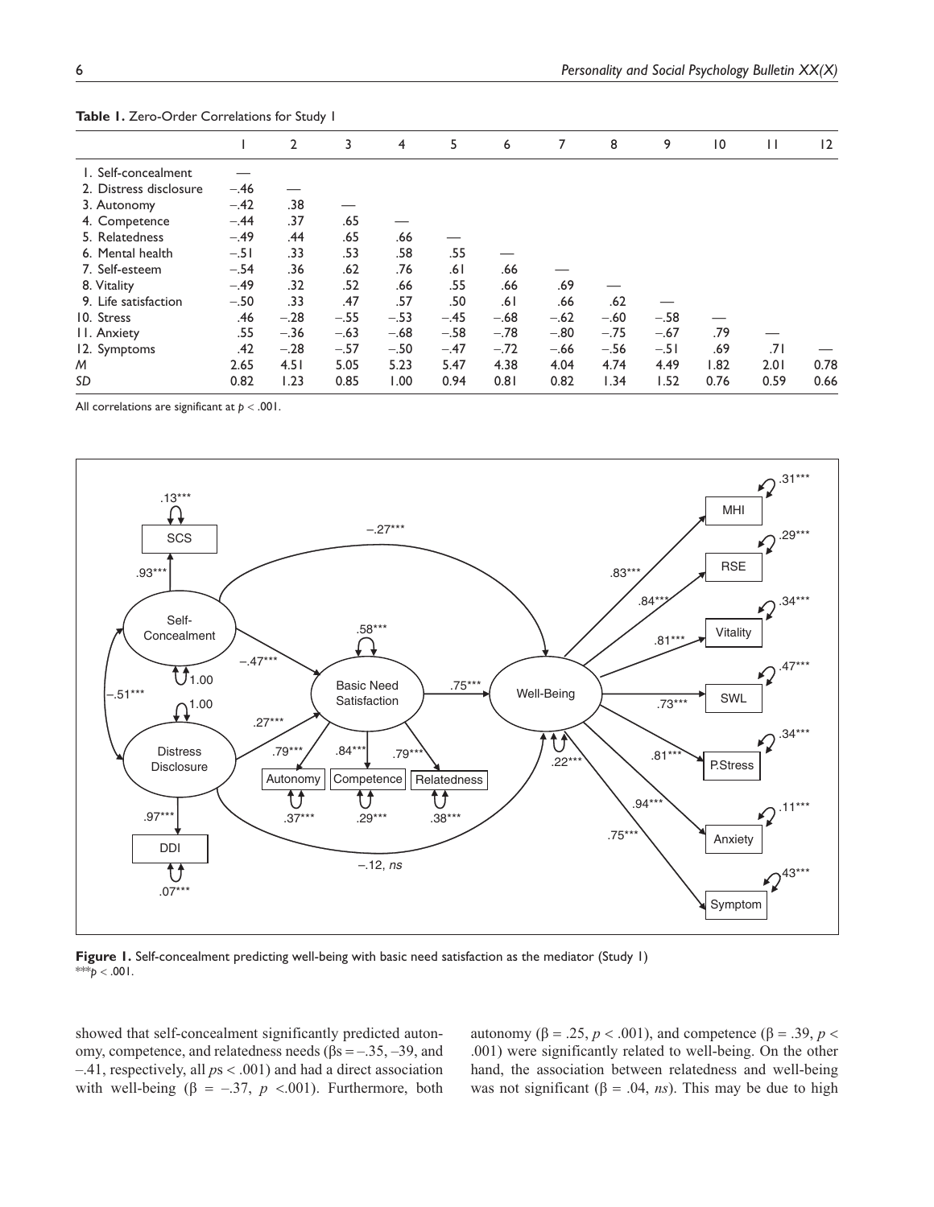**Table 1.** Zero-Order Correlations for Study 1

| | 1 | 2 | 3 | 4 | 5 | 6 | 7 | 8 | 9 | 10 | 11 | 12 |
|---|---|---|---|---|---|---|---|---|---|---|---|---|
| 1. Self-concealment | — | | | | | | | | | | | |
| 2. Distress disclosure | −.46 | — | | | | | | | | | | |
| 3. Autonomy | −.42 | .38 | — | | | | | | | | | |
| 4. Competence | −.44 | .37 | .65 | — | | | | | | | | |
| 5. Relatedness | −.49 | .44 | .65 | .66 | — | | | | | | | |
| 6. Mental health | −.51 | .33 | .53 | .58 | .55 | — | | | | | | |
| 7. Self-esteem | −.54 | .36 | .62 | .76 | .61 | .66 | — | | | | | |
| 8. Vitality | −.49 | .32 | .52 | .66 | .55 | .66 | .69 | — | | | | |
| 9. Life satisfaction | −.50 | .33 | .47 | .57 | .50 | .61 | .66 | .62 | — | | | |
| 10. Stress | .46 | −.28 | −.55 | −.53 | −.45 | −.68 | −.62 | −.60 | −.58 | — | | |
| 11. Anxiety | .55 | −.36 | −.63 | −.68 | −.58 | −.78 | −.80 | −.75 | −.67 | .79 | — | |
| 12. Symptoms | .42 | −.28 | −.57 | −.50 | −.47 | −.72 | −.66 | −.56 | −.51 | .69 | .71 | — |
| *M* | 2.65 | 4.51 | 5.05 | 5.23 | 5.47 | 4.38 | 4.04 | 4.74 | 4.49 | 1.82 | 2.01 | 0.78 |
| *SD* | 0.82 | 1.23 | 0.85 | 1.00 | 0.94 | 0.81 | 0.82 | 1.34 | 1.52 | 0.76 | 0.59 | 0.66 |

All correlations are significant at $p < .001$.

**Figure 1.** Self-concealment predicting well-being with basic need satisfaction as the mediator (Study 1)
$^{***}p < .001$.

showed that self-concealment significantly predicted autonomy, competence, and relatedness needs (βs = −.35, −39, and −.41, respectively, all *p*s < .001) and had a direct association with well-being (β = −.37, $p < .001$). Furthermore, both autonomy (β = .25, $p < .001$), and competence (β = .39, $p < .001$) were significantly related to well-being. On the other hand, the association between relatedness and well-being was not significant (β = .04, *ns*). This may be due to high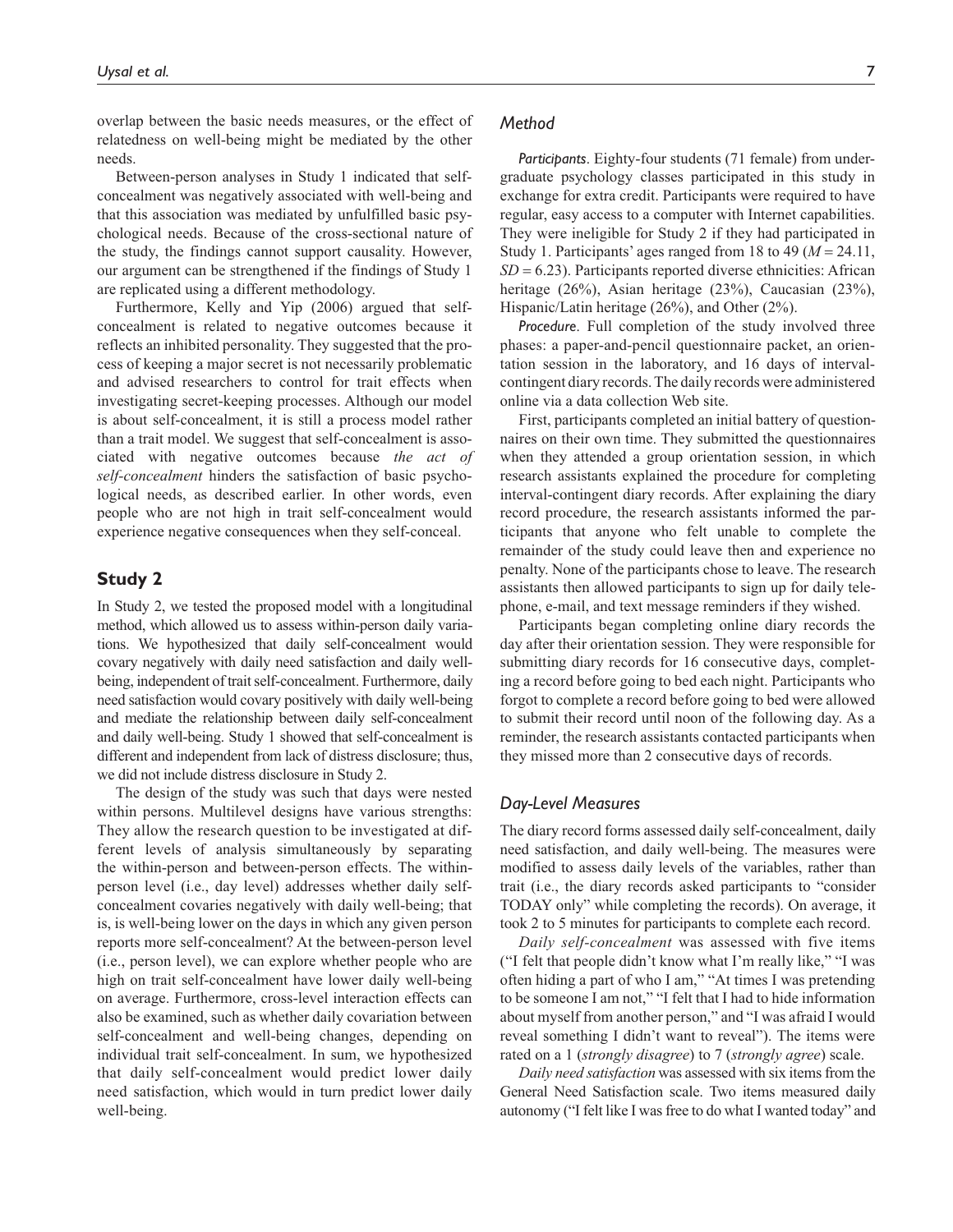overlap between the basic needs measures, or the effect of relatedness on well-being might be mediated by the other needs.

Between-person analyses in Study 1 indicated that self-concealment was negatively associated with well-being and that this association was mediated by unfulfilled basic psychological needs. Because of the cross-sectional nature of the study, the findings cannot support causality. However, our argument can be strengthened if the findings of Study 1 are replicated using a different methodology.

Furthermore, Kelly and Yip (2006) argued that self-concealment is related to negative outcomes because it reflects an inhibited personality. They suggested that the process of keeping a major secret is not necessarily problematic and advised researchers to control for trait effects when investigating secret-keeping processes. Although our model is about self-concealment, it is still a process model rather than a trait model. We suggest that self-concealment is associated with negative outcomes because *the act of self-concealment* hinders the satisfaction of basic psychological needs, as described earlier. In other words, even people who are not high in trait self-concealment would experience negative consequences when they self-conceal.

## Study 2

In Study 2, we tested the proposed model with a longitudinal method, which allowed us to assess within-person daily variations. We hypothesized that daily self-concealment would covary negatively with daily need satisfaction and daily well-being, independent of trait self-concealment. Furthermore, daily need satisfaction would covary positively with daily well-being and mediate the relationship between daily self-concealment and daily well-being. Study 1 showed that self-concealment is different and independent from lack of distress disclosure; thus, we did not include distress disclosure in Study 2.

The design of the study was such that days were nested within persons. Multilevel designs have various strengths: They allow the research question to be investigated at different levels of analysis simultaneously by separating the within-person and between-person effects. The within-person level (i.e., day level) addresses whether daily self-concealment covaries negatively with daily well-being; that is, is well-being lower on the days in which any given person reports more self-concealment? At the between-person level (i.e., person level), we can explore whether people who are high on trait self-concealment have lower daily well-being on average. Furthermore, cross-level interaction effects can also be examined, such as whether daily covariation between self-concealment and well-being changes, depending on individual trait self-concealment. In sum, we hypothesized that daily self-concealment would predict lower daily need satisfaction, which would in turn predict lower daily well-being.

### Method

*Participants*. Eighty-four students (71 female) from undergraduate psychology classes participated in this study in exchange for extra credit. Participants were required to have regular, easy access to a computer with Internet capabilities. They were ineligible for Study 2 if they had participated in Study 1. Participants' ages ranged from 18 to 49 ($M = 24.11$, $SD = 6.23$). Participants reported diverse ethnicities: African heritage (26%), Asian heritage (23%), Caucasian (23%), Hispanic/Latin heritage (26%), and Other (2%).

*Procedure*. Full completion of the study involved three phases: a paper-and-pencil questionnaire packet, an orientation session in the laboratory, and 16 days of interval-contingent diary records. The daily records were administered online via a data collection Web site.

First, participants completed an initial battery of questionnaires on their own time. They submitted the questionnaires when they attended a group orientation session, in which research assistants explained the procedure for completing interval-contingent diary records. After explaining the diary record procedure, the research assistants informed the participants that anyone who felt unable to complete the remainder of the study could leave then and experience no penalty. None of the participants chose to leave. The research assistants then allowed participants to sign up for daily telephone, e-mail, and text message reminders if they wished.

Participants began completing online diary records the day after their orientation session. They were responsible for submitting diary records for 16 consecutive days, completing a record before going to bed each night. Participants who forgot to complete a record before going to bed were allowed to submit their record until noon of the following day. As a reminder, the research assistants contacted participants when they missed more than 2 consecutive days of records.

### Day-Level Measures

The diary record forms assessed daily self-concealment, daily need satisfaction, and daily well-being. The measures were modified to assess daily levels of the variables, rather than trait (i.e., the diary records asked participants to "consider TODAY only" while completing the records). On average, it took 2 to 5 minutes for participants to complete each record.

*Daily self-concealment* was assessed with five items ("I felt that people didn't know what I'm really like," "I was often hiding a part of who I am," "At times I was pretending to be someone I am not," "I felt that I had to hide information about myself from another person," and "I was afraid I would reveal something I didn't want to reveal"). The items were rated on a 1 (*strongly disagree*) to 7 (*strongly agree*) scale.

*Daily need satisfaction* was assessed with six items from the General Need Satisfaction scale. Two items measured daily autonomy ("I felt like I was free to do what I wanted today" and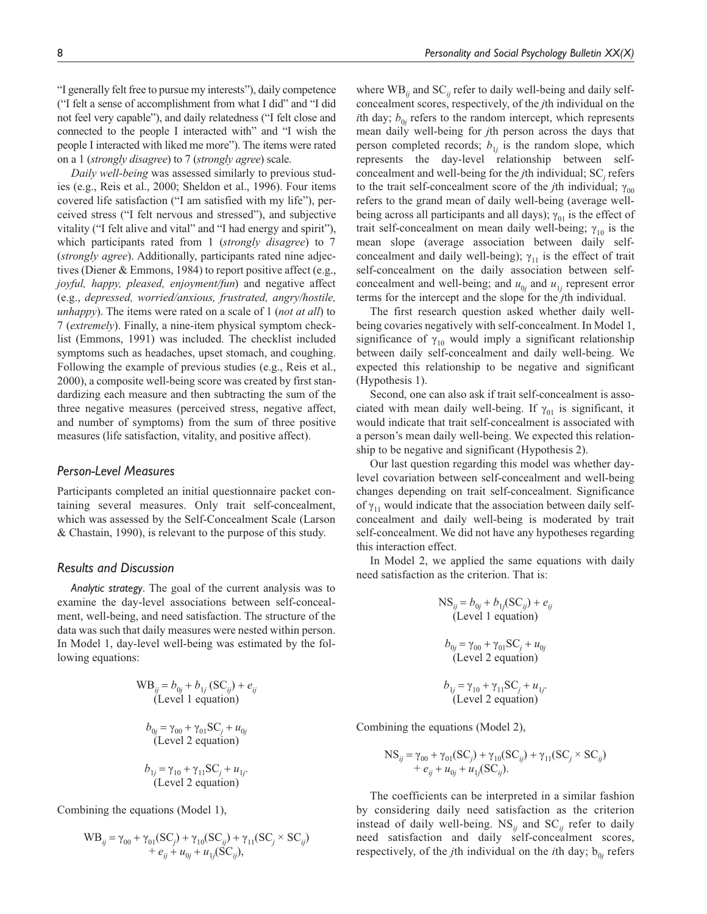"I generally felt free to pursue my interests"), daily competence ("I felt a sense of accomplishment from what I did" and "I did not feel very capable"), and daily relatedness ("I felt close and connected to the people I interacted with" and "I wish the people I interacted with liked me more"). The items were rated on a 1 (*strongly disagree*) to 7 (*strongly agree*) scale.

*Daily well-being* was assessed similarly to previous studies (e.g., Reis et al., 2000; Sheldon et al., 1996). Four items covered life satisfaction ("I am satisfied with my life"), perceived stress ("I felt nervous and stressed"), and subjective vitality ("I felt alive and vital" and "I had energy and spirit"), which participants rated from 1 (*strongly disagree*) to 7 (*strongly agree*). Additionally, participants rated nine adjectives (Diener & Emmons, 1984) to report positive affect (e.g., *joyful, happy, pleased, enjoyment/fun*) and negative affect (e.g., *depressed, worried/anxious, frustrated, angry/hostile, unhappy*). The items were rated on a scale of 1 (*not at all*) to 7 (*extremely*). Finally, a nine-item physical symptom checklist (Emmons, 1991) was included. The checklist included symptoms such as headaches, upset stomach, and coughing. Following the example of previous studies (e.g., Reis et al., 2000), a composite well-being score was created by first standardizing each measure and then subtracting the sum of the three negative measures (perceived stress, negative affect, and number of symptoms) from the sum of three positive measures (life satisfaction, vitality, and positive affect).

### Person-Level Measures

Participants completed an initial questionnaire packet containing several measures. Only trait self-concealment, which was assessed by the Self-Concealment Scale (Larson & Chastain, 1990), is relevant to the purpose of this study.

### Results and Discussion

*Analytic strategy*. The goal of the current analysis was to examine the day-level associations between self-concealment, well-being, and need satisfaction. The structure of the data was such that daily measures were nested within person. In Model 1, day-level well-being was estimated by the following equations:

$$WB_{ij} = b_{0j} + b_{1j}(SC_{ij}) + e_{ij}$$
(Level 1 equation)

$$b_{0j} = \gamma_{00} + \gamma_{01}SC_j + u_{0j}$$
(Level 2 equation)

$$b_{1j} = \gamma_{10} + \gamma_{11}SC_j + u_{1j}.$$
(Level 2 equation)

Combining the equations (Model 1),

$$WB_{ij} = \gamma_{00} + \gamma_{01}(SC_j) + \gamma_{10}(SC_{ij}) + \gamma_{11}(SC_j \times SC_{ij}) + e_{ij} + u_{0j} + u_{1j}(SC_{ij}),$$

where $WB_{ij}$ and $SC_{ij}$ refer to daily well-being and daily self-concealment scores, respectively, of the *j*th individual on the *i*th day; $b_{0j}$ refers to the random intercept, which represents mean daily well-being for *j*th person across the days that person completed records; $b_{1j}$ is the random slope, which represents the day-level relationship between self-concealment and well-being for the *j*th individual; $SC_j$ refers to the trait self-concealment score of the *j*th individual; $\gamma_{00}$ refers to the grand mean of daily well-being (average well-being across all participants and all days); $\gamma_{01}$ is the effect of trait self-concealment on mean daily well-being; $\gamma_{10}$ is the mean slope (average association between daily self-concealment and daily well-being); $\gamma_{11}$ is the effect of trait self-concealment on the daily association between self-concealment and well-being; and $u_{0j}$ and $u_{1j}$ represent error terms for the intercept and the slope for the *j*th individual.

The first research question asked whether daily well-being covaries negatively with self-concealment. In Model 1, significance of $\gamma_{10}$ would imply a significant relationship between daily self-concealment and daily well-being. We expected this relationship to be negative and significant (Hypothesis 1).

Second, one can also ask if trait self-concealment is associated with mean daily well-being. If $\gamma_{01}$ is significant, it would indicate that trait self-concealment is associated with a person's mean daily well-being. We expected this relationship to be negative and significant (Hypothesis 2).

Our last question regarding this model was whether day-level covariation between self-concealment and well-being changes depending on trait self-concealment. Significance of $\gamma_{11}$ would indicate that the association between daily self-concealment and daily well-being is moderated by trait self-concealment. We did not have any hypotheses regarding this interaction effect.

In Model 2, we applied the same equations with daily need satisfaction as the criterion. That is:

$$NS_{ij} = b_{0j} + b_{1j}(SC_{ij}) + e_{ij}$$
(Level 1 equation)

$$b_{0j} = \gamma_{00} + \gamma_{01}SC_j + u_{0j}$$
(Level 2 equation)

$$b_{1j} = \gamma_{10} + \gamma_{11}SC_j + u_{1j}.$$
(Level 2 equation)

Combining the equations (Model 2),

$$NS_{ij} = \gamma_{00} + \gamma_{01}(SC_j) + \gamma_{10}(SC_{ij}) + \gamma_{11}(SC_j \times SC_{ij}) + e_{ij} + u_{0j} + u_{1j}(SC_{ij}).$$

The coefficients can be interpreted in a similar fashion by considering daily need satisfaction as the criterion instead of daily well-being. $NS_{ij}$ and $SC_{ij}$ refer to daily need satisfaction and daily self-concealment scores, respectively, of the *j*th individual on the *i*th day; $b_{0j}$ refers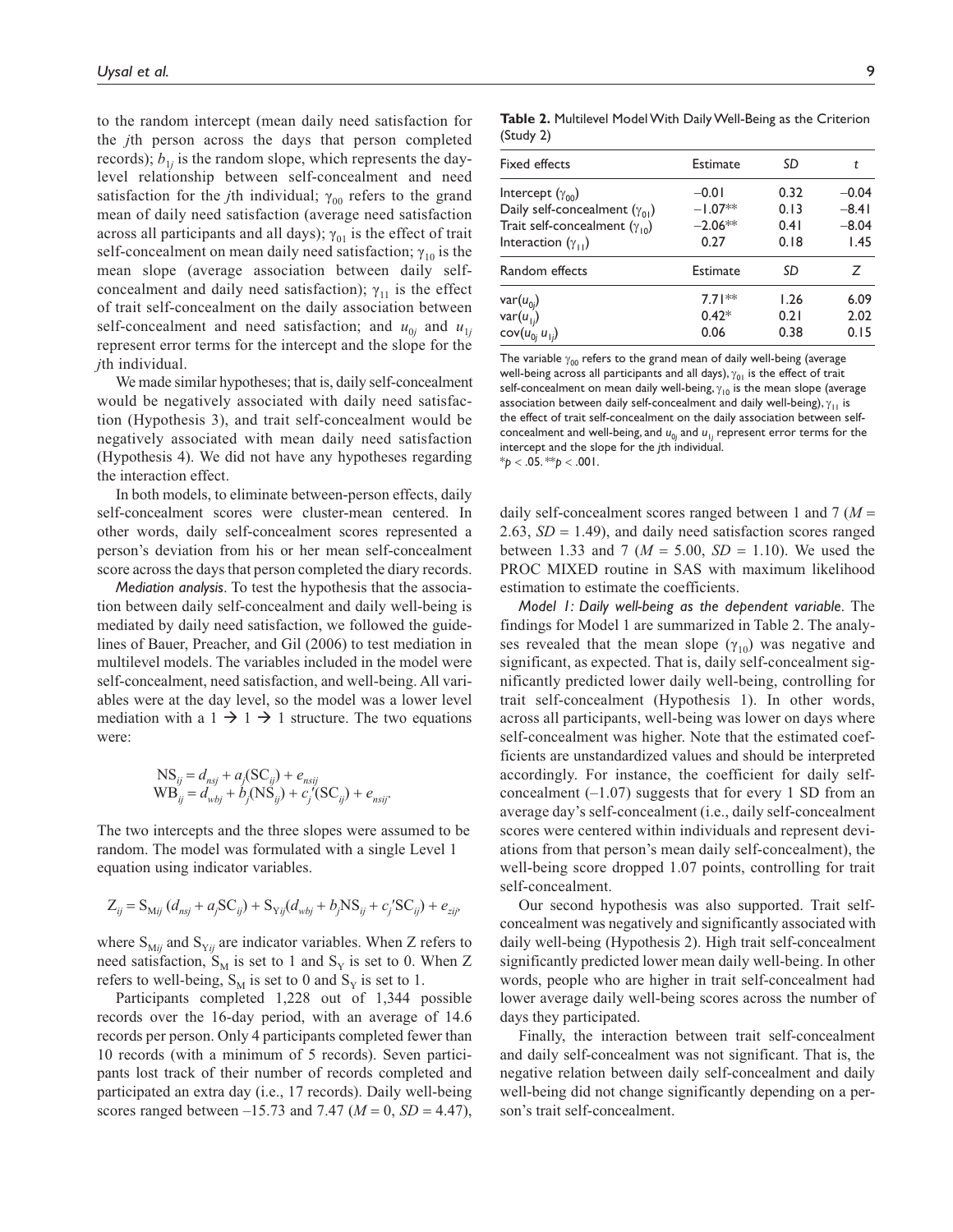to the random intercept (mean daily need satisfaction for the $j$th person across the days that person completed records); $b_{1j}$ is the random slope, which represents the day-level relationship between self-concealment and need satisfaction for the $j$th individual; $\gamma_{00}$ refers to the grand mean of daily need satisfaction (average need satisfaction across all participants and all days); $\gamma_{01}$ is the effect of trait self-concealment on mean daily need satisfaction; $\gamma_{10}$ is the mean slope (average association between daily self-concealment and daily need satisfaction); $\gamma_{11}$ is the effect of trait self-concealment on the daily association between self-concealment and need satisfaction; and $u_{0j}$ and $u_{1j}$ represent error terms for the intercept and the slope for the $j$th individual.

We made similar hypotheses; that is, daily self-concealment would be negatively associated with daily need satisfaction (Hypothesis 3), and trait self-concealment would be negatively associated with mean daily need satisfaction (Hypothesis 4). We did not have any hypotheses regarding the interaction effect.

In both models, to eliminate between-person effects, daily self-concealment scores were cluster-mean centered. In other words, daily self-concealment scores represented a person's deviation from his or her mean self-concealment score across the days that person completed the diary records.

*Mediation analysis*. To test the hypothesis that the association between daily self-concealment and daily well-being is mediated by daily need satisfaction, we followed the guidelines of Bauer, Preacher, and Gil (2006) to test mediation in multilevel models. The variables included in the model were self-concealment, need satisfaction, and well-being. All variables were at the day level, so the model was a lower level mediation with a 1 → 1 → 1 structure. The two equations were:

$$\mathrm{NS}_{ij} = d_{nsj} + a_j(\mathrm{SC}_{ij}) + e_{nsij}$$
$$\mathrm{WB}_{ij} = d_{wbj} + b_j(\mathrm{NS}_{ij}) + c_j'(\mathrm{SC}_{ij}) + e_{nsij}.$$

The two intercepts and the three slopes were assumed to be random. The model was formulated with a single Level 1 equation using indicator variables.

$$Z_{ij} = S_{Mij}\,(d_{nsj} + a_j\mathrm{SC}_{ij}) + S_{Yij}(d_{wbj} + b_j\mathrm{NS}_{ij} + c_j'\mathrm{SC}_{ij}) + e_{zij},$$

where $S_{Mij}$ and $S_{Yij}$ are indicator variables. When Z refers to need satisfaction, $S_M$ is set to 1 and $S_Y$ is set to 0. When Z refers to well-being, $S_M$ is set to 0 and $S_Y$ is set to 1.

Participants completed 1,228 out of 1,344 possible records over the 16-day period, with an average of 14.6 records per person. Only 4 participants completed fewer than 10 records (with a minimum of 5 records). Seven participants lost track of their number of records completed and participated an extra day (i.e., 17 records). Daily well-being scores ranged between –15.73 and 7.47 ($M$ = 0, $SD$ = 4.47), daily self-concealment scores ranged between 1 and 7 ($M$ = 2.63, $SD$ = 1.49), and daily need satisfaction scores ranged between 1.33 and 7 ($M$ = 5.00, $SD$ = 1.10). We used the PROC MIXED routine in SAS with maximum likelihood estimation to estimate the coefficients.

*Model 1: Daily well-being as the dependent variable*. The findings for Model 1 are summarized in Table 2. The analyses revealed that the mean slope ($\gamma_{10}$) was negative and significant, as expected. That is, daily self-concealment significantly predicted lower daily well-being, controlling for trait self-concealment (Hypothesis 1). In other words, across all participants, well-being was lower on days where self-concealment was higher. Note that the estimated coefficients are unstandardized values and should be interpreted accordingly. For instance, the coefficient for daily self-concealment (–1.07) suggests that for every 1 SD from an average day's self-concealment (i.e., daily self-concealment scores were centered within individuals and represent deviations from that person's mean daily self-concealment), the well-being score dropped 1.07 points, controlling for trait self-concealment.

Our second hypothesis was also supported. Trait self-concealment was negatively and significantly associated with daily well-being (Hypothesis 2). High trait self-concealment significantly predicted lower mean daily well-being. In other words, people who are higher in trait self-concealment had lower average daily well-being scores across the number of days they participated.

Finally, the interaction between trait self-concealment and daily self-concealment was not significant. That is, the negative relation between daily self-concealment and daily well-being did not change significantly depending on a person's trait self-concealment.

**Table 2.** Multilevel Model With Daily Well-Being as the Criterion (Study 2)

| Fixed effects | Estimate | *SD* | *t* |
|---|---|---|---|
| Intercept ($\gamma_{00}$) | −0.01 | 0.32 | −0.04 |
| Daily self-concealment ($\gamma_{01}$) | −1.07** | 0.13 | −8.41 |
| Trait self-concealment ($\gamma_{10}$) | −2.06** | 0.41 | −8.04 |
| Interaction ($\gamma_{11}$) | 0.27 | 0.18 | 1.45 |
| **Random effects** | **Estimate** | ***SD*** | ***Z*** |
| var($u_{0j}$) | 7.71** | 1.26 | 6.09 |
| var($u_{1j}$) | 0.42* | 0.21 | 2.02 |
| cov($u_{0j}$ $u_{1j}$) | 0.06 | 0.38 | 0.15 |

The variable $\gamma_{00}$ refers to the grand mean of daily well-being (average well-being across all participants and all days), $\gamma_{01}$ is the effect of trait self-concealment on mean daily well-being, $\gamma_{10}$ is the mean slope (average association between daily self-concealment and daily well-being), $\gamma_{11}$ is the effect of trait self-concealment on the daily association between self-concealment and well-being, and $u_{0j}$ and $u_{1j}$ represent error terms for the intercept and the slope for the $j$th individual.
*$p < .05$. **$p < .001$.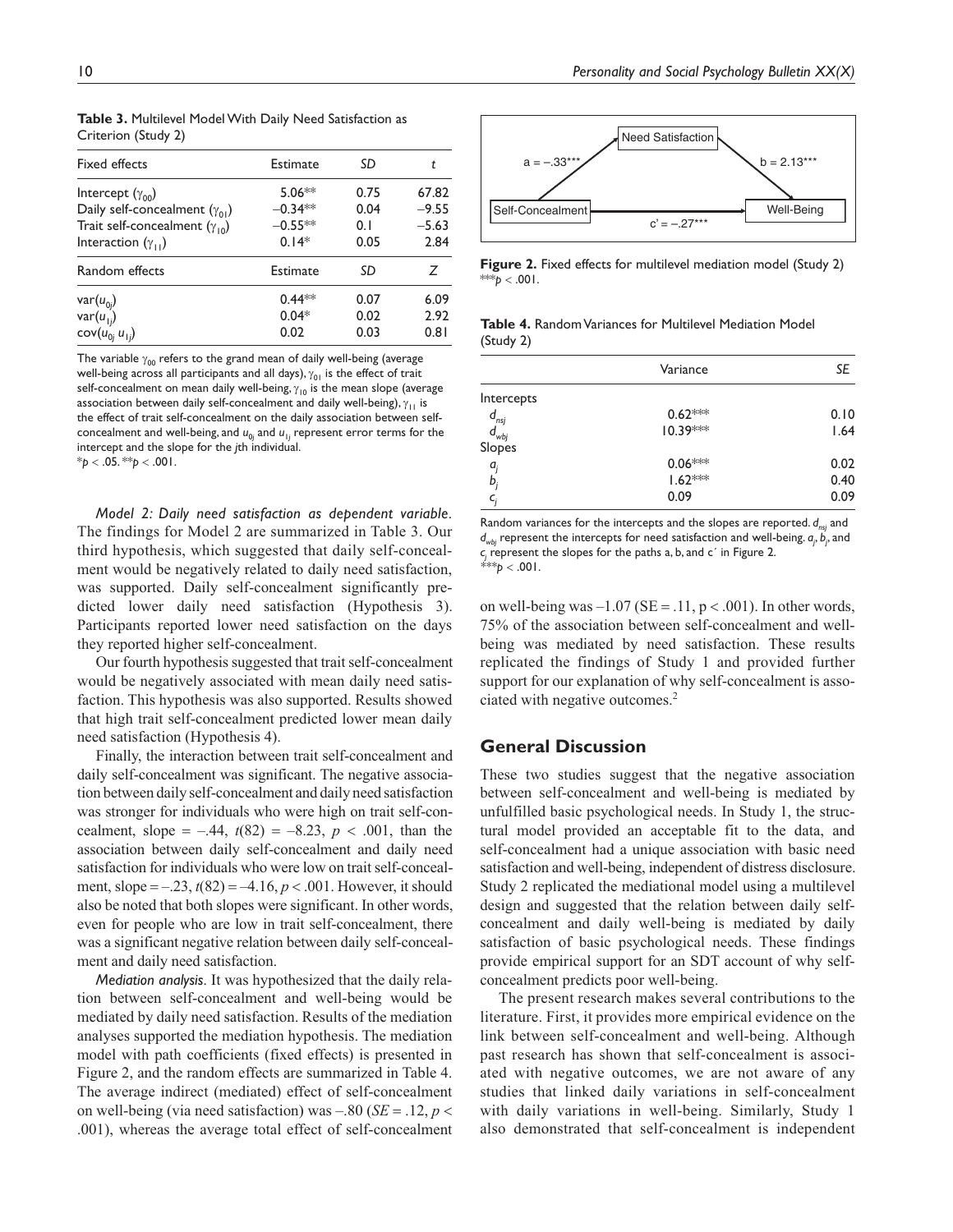**Table 3.** Multilevel Model With Daily Need Satisfaction as Criterion (Study 2)

| Fixed effects | Estimate | SD | t |
|---|---|---|---|
| Intercept ($\gamma_{00}$) | 5.06** | 0.75 | 67.82 |
| Daily self-concealment ($\gamma_{01}$) | −0.34** | 0.04 | −9.55 |
| Trait self-concealment ($\gamma_{10}$) | −0.55** | 0.1 | −5.63 |
| Interaction ($\gamma_{11}$) | 0.14* | 0.05 | 2.84 |
| **Random effects** | **Estimate** | **SD** | **Z** |
| var($u_{0j}$) | 0.44** | 0.07 | 6.09 |
| var($u_{1j}$) | 0.04* | 0.02 | 2.92 |
| cov($u_{0j}$ $u_{1j}$) | 0.02 | 0.03 | 0.81 |

The variable $\gamma_{00}$ refers to the grand mean of daily well-being (average well-being across all participants and all days), $\gamma_{01}$ is the effect of trait self-concealment on mean daily well-being, $\gamma_{10}$ is the mean slope (average association between daily self-concealment and daily well-being), $\gamma_{11}$ is the effect of trait self-concealment on the daily association between self-concealment and well-being, and $u_{0j}$ and $u_{1j}$ represent error terms for the intercept and the slope for the *j*th individual.
*$p < .05$. **$p < .001$.

*Model 2: Daily need satisfaction as dependent variable*. The findings for Model 2 are summarized in Table 3. Our third hypothesis, which suggested that daily self-concealment would be negatively related to daily need satisfaction, was supported. Daily self-concealment significantly predicted lower daily need satisfaction (Hypothesis 3). Participants reported lower need satisfaction on the days they reported higher self-concealment.

Our fourth hypothesis suggested that trait self-concealment would be negatively associated with mean daily need satisfaction. This hypothesis was also supported. Results showed that high trait self-concealment predicted lower mean daily need satisfaction (Hypothesis 4).

Finally, the interaction between trait self-concealment and daily self-concealment was significant. The negative association between daily self-concealment and daily need satisfaction was stronger for individuals who were high on trait self-concealment, slope = –.44, $t(82) = –8.23$, $p < .001$, than the association between daily self-concealment and daily need satisfaction for individuals who were low on trait self-concealment, slope = –.23, $t(82) = –4.16$, $p < .001$. However, it should also be noted that both slopes were significant. In other words, even for people who are low in trait self-concealment, there was a significant negative relation between daily self-concealment and daily need satisfaction.

*Mediation analysis*. It was hypothesized that the daily relation between self-concealment and well-being would be mediated by daily need satisfaction. Results of the mediation analyses supported the mediation hypothesis. The mediation model with path coefficients (fixed effects) is presented in Figure 2, and the random effects are summarized in Table 4. The average indirect (mediated) effect of self-concealment on well-being (via need satisfaction) was –.80 ($SE = .12$, $p < .001$), whereas the average total effect of self-concealment on well-being was –1.07 (SE = .11, p < .001). In other words, 75% of the association between self-concealment and well-being was mediated by need satisfaction. These results replicated the findings of Study 1 and provided further support for our explanation of why self-concealment is associated with negative outcomes.[2]

**Figure 2.** Fixed effects for multilevel mediation model (Study 2)
***$p < .001$.

**Table 4.** Random Variances for Multilevel Mediation Model (Study 2)

| | Variance | SE |
|---|---|---|
| Intercepts | | |
| $d_{nsj}$ | 0.62*** | 0.10 |
| $d_{wbj}$ | 10.39*** | 1.64 |
| Slopes | | |
| $a_j$ | 0.06*** | 0.02 |
| $b_j$ | 1.62*** | 0.40 |
| $c_j$ | 0.09 | 0.09 |

Random variances for the intercepts and the slopes are reported. $d_{nsj}$ and $d_{wbj}$ represent the intercepts for need satisfaction and well-being. $a_j$, $b_j$, and $c_j$ represent the slopes for the paths a, b, and c′ in Figure 2.
***$p < .001$.

## General Discussion

These two studies suggest that the negative association between self-concealment and well-being is mediated by unfulfilled basic psychological needs. In Study 1, the structural model provided an acceptable fit to the data, and self-concealment had a unique association with basic need satisfaction and well-being, independent of distress disclosure. Study 2 replicated the mediational model using a multilevel design and suggested that the relation between daily self-concealment and daily well-being is mediated by daily satisfaction of basic psychological needs. These findings provide empirical support for an SDT account of why self-concealment predicts poor well-being.

The present research makes several contributions to the literature. First, it provides more empirical evidence on the link between self-concealment and well-being. Although past research has shown that self-concealment is associated with negative outcomes, we are not aware of any studies that linked daily variations in self-concealment with daily variations in well-being. Similarly, Study 1 also demonstrated that self-concealment is independent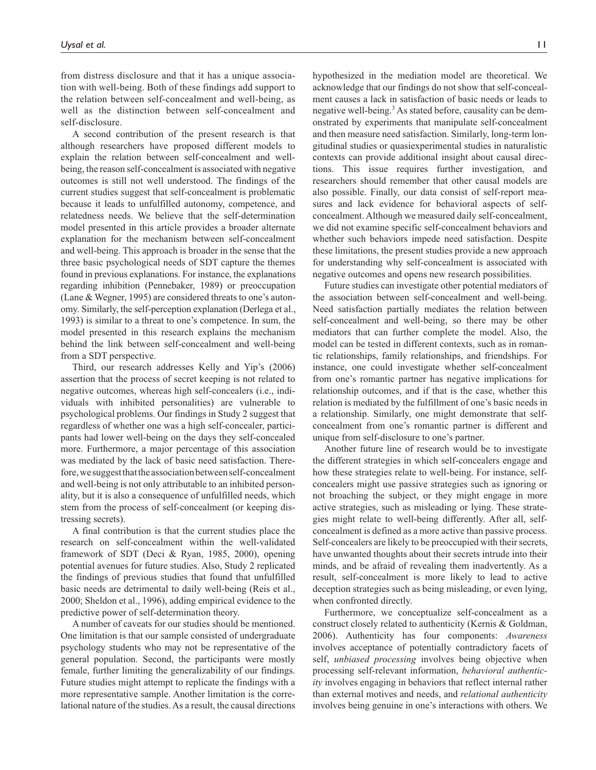from distress disclosure and that it has a unique association with well-being. Both of these findings add support to the relation between self-concealment and well-being, as well as the distinction between self-concealment and self-disclosure.

A second contribution of the present research is that although researchers have proposed different models to explain the relation between self-concealment and well-being, the reason self-concealment is associated with negative outcomes is still not well understood. The findings of the current studies suggest that self-concealment is problematic because it leads to unfulfilled autonomy, competence, and relatedness needs. We believe that the self-determination model presented in this article provides a broader alternate explanation for the mechanism between self-concealment and well-being. This approach is broader in the sense that the three basic psychological needs of SDT capture the themes found in previous explanations. For instance, the explanations regarding inhibition (Pennebaker, 1989) or preoccupation (Lane & Wegner, 1995) are considered threats to one's autonomy. Similarly, the self-perception explanation (Derlega et al., 1993) is similar to a threat to one's competence. In sum, the model presented in this research explains the mechanism behind the link between self-concealment and well-being from a SDT perspective.

Third, our research addresses Kelly and Yip's (2006) assertion that the process of secret keeping is not related to negative outcomes, whereas high self-concealers (i.e., individuals with inhibited personalities) are vulnerable to psychological problems. Our findings in Study 2 suggest that regardless of whether one was a high self-concealer, participants had lower well-being on the days they self-concealed more. Furthermore, a major percentage of this association was mediated by the lack of basic need satisfaction. Therefore, we suggest that the association between self-concealment and well-being is not only attributable to an inhibited personality, but it is also a consequence of unfulfilled needs, which stem from the process of self-concealment (or keeping distressing secrets).

A final contribution is that the current studies place the research on self-concealment within the well-validated framework of SDT (Deci & Ryan, 1985, 2000), opening potential avenues for future studies. Also, Study 2 replicated the findings of previous studies that found that unfulfilled basic needs are detrimental to daily well-being (Reis et al., 2000; Sheldon et al., 1996), adding empirical evidence to the predictive power of self-determination theory.

A number of caveats for our studies should be mentioned. One limitation is that our sample consisted of undergraduate psychology students who may not be representative of the general population. Second, the participants were mostly female, further limiting the generalizability of our findings. Future studies might attempt to replicate the findings with a more representative sample. Another limitation is the correlational nature of the studies. As a result, the causal directions hypothesized in the mediation model are theoretical. We acknowledge that our findings do not show that self-concealment causes a lack in satisfaction of basic needs or leads to negative well-being.[3] As stated before, causality can be demonstrated by experiments that manipulate self-concealment and then measure need satisfaction. Similarly, long-term longitudinal studies or quasiexperimental studies in naturalistic contexts can provide additional insight about causal directions. This issue requires further investigation, and researchers should remember that other causal models are also possible. Finally, our data consist of self-report measures and lack evidence for behavioral aspects of self-concealment. Although we measured daily self-concealment, we did not examine specific self-concealment behaviors and whether such behaviors impede need satisfaction. Despite these limitations, the present studies provide a new approach for understanding why self-concealment is associated with negative outcomes and opens new research possibilities.

Future studies can investigate other potential mediators of the association between self-concealment and well-being. Need satisfaction partially mediates the relation between self-concealment and well-being, so there may be other mediators that can further complete the model. Also, the model can be tested in different contexts, such as in romantic relationships, family relationships, and friendships. For instance, one could investigate whether self-concealment from one's romantic partner has negative implications for relationship outcomes, and if that is the case, whether this relation is mediated by the fulfillment of one's basic needs in a relationship. Similarly, one might demonstrate that self-concealment from one's romantic partner is different and unique from self-disclosure to one's partner.

Another future line of research would be to investigate the different strategies in which self-concealers engage and how these strategies relate to well-being. For instance, self-concealers might use passive strategies such as ignoring or not broaching the subject, or they might engage in more active strategies, such as misleading or lying. These strategies might relate to well-being differently. After all, self-concealment is defined as a more active than passive process. Self-concealers are likely to be preoccupied with their secrets, have unwanted thoughts about their secrets intrude into their minds, and be afraid of revealing them inadvertently. As a result, self-concealment is more likely to lead to active deception strategies such as being misleading, or even lying, when confronted directly.

Furthermore, we conceptualize self-concealment as a construct closely related to authenticity (Kernis & Goldman, 2006). Authenticity has four components: *Awareness* involves acceptance of potentially contradictory facets of self, *unbiased processing* involves being objective when processing self-relevant information, *behavioral authenticity* involves engaging in behaviors that reflect internal rather than external motives and needs, and *relational authenticity* involves being genuine in one's interactions with others. We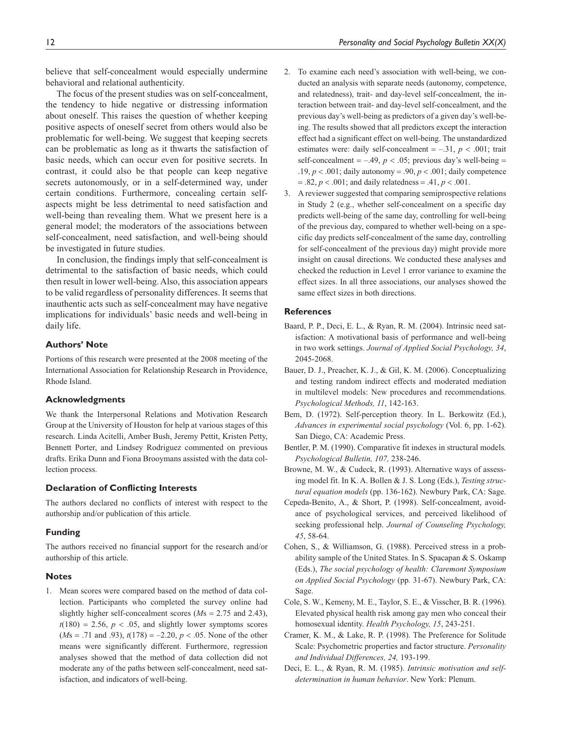believe that self-concealment would especially undermine behavioral and relational authenticity.

The focus of the present studies was on self-concealment, the tendency to hide negative or distressing information about oneself. This raises the question of whether keeping positive aspects of oneself secret from others would also be problematic for well-being. We suggest that keeping secrets can be problematic as long as it thwarts the satisfaction of basic needs, which can occur even for positive secrets. In contrast, it could also be that people can keep negative secrets autonomously, or in a self-determined way, under certain conditions. Furthermore, concealing certain self-aspects might be less detrimental to need satisfaction and well-being than revealing them. What we present here is a general model; the moderators of the associations between self-concealment, need satisfaction, and well-being should be investigated in future studies.

In conclusion, the findings imply that self-concealment is detrimental to the satisfaction of basic needs, which could then result in lower well-being. Also, this association appears to be valid regardless of personality differences. It seems that inauthentic acts such as self-concealment may have negative implications for individuals' basic needs and well-being in daily life.

## Authors' Note

Portions of this research were presented at the 2008 meeting of the International Association for Relationship Research in Providence, Rhode Island.

## Acknowledgments

We thank the Interpersonal Relations and Motivation Research Group at the University of Houston for help at various stages of this research. Linda Acitelli, Amber Bush, Jeremy Pettit, Kristen Petty, Bennett Porter, and Lindsey Rodriguez commented on previous drafts. Erika Dunn and Fiona Brooymans assisted with the data collection process.

## Declaration of Conflicting Interests

The authors declared no conflicts of interest with respect to the authorship and/or publication of this article.

## Funding

The authors received no financial support for the research and/or authorship of this article.

## Notes

1. Mean scores were compared based on the method of data collection. Participants who completed the survey online had slightly higher self-concealment scores ($M$s = 2.75 and 2.43), $t(180) = 2.56$, $p < .05$, and slightly lower symptoms scores ($M$s = .71 and .93), $t(178) = -2.20$, $p < .05$. None of the other means were significantly different. Furthermore, regression analyses showed that the method of data collection did not moderate any of the paths between self-concealment, need satisfaction, and indicators of well-being.
2. To examine each need's association with well-being, we conducted an analysis with separate needs (autonomy, competence, and relatedness), trait- and day-level self-concealment, the interaction between trait- and day-level self-concealment, and the previous day's well-being as predictors of a given day's well-being. The results showed that all predictors except the interaction effect had a significant effect on well-being. The unstandardized estimates were: daily self-concealment = –.31, $p < .001$; trait self-concealment = –.49, $p < .05$; previous day's well-being = .19, $p < .001$; daily autonomy = .90, $p < .001$; daily competence = .82, $p < .001$; and daily relatedness = .41, $p < .001$.
3. A reviewer suggested that comparing semiprospective relations in Study 2 (e.g., whether self-concealment on a specific day predicts well-being of the same day, controlling for well-being of the previous day, compared to whether well-being on a specific day predicts self-concealment of the same day, controlling for self-concealment of the previous day) might provide more insight on causal directions. We conducted these analyses and checked the reduction in Level 1 error variance to examine the effect sizes. In all three associations, our analyses showed the same effect sizes in both directions.

## References

Baard, P. P., Deci, E. L., & Ryan, R. M. (2004). Intrinsic need satisfaction: A motivational basis of performance and well-being in two work settings. *Journal of Applied Social Psychology, 34*, 2045-2068.

Bauer, D. J., Preacher, K. J., & Gil, K. M. (2006). Conceptualizing and testing random indirect effects and moderated mediation in multilevel models: New procedures and recommendations. *Psychological Methods, 11*, 142-163.

Bem, D. (1972). Self-perception theory. In L. Berkowitz (Ed.), *Advances in experimental social psychology* (Vol. 6, pp. 1-62). San Diego, CA: Academic Press.

Bentler, P. M. (1990). Comparative fit indexes in structural models*. Psychological Bulletin, 107,* 238-246.

Browne, M. W., & Cudeck, R. (1993). Alternative ways of assessing model fit. In K. A. Bollen & J. S. Long (Eds.), *Testing structural equation models* (pp. 136-162). Newbury Park, CA: Sage.

Cepeda-Benito, A., & Short, P. (1998). Self-concealment, avoidance of psychological services, and perceived likelihood of seeking professional help. *Journal of Counseling Psychology, 45*, 58-64.

Cohen, S., & Williamson, G. (1988). Perceived stress in a probability sample of the United States. In S. Spacapan & S. Oskamp (Eds.), *The social psychology of health: Claremont Symposium on Applied Social Psychology* (pp. 31-67). Newbury Park, CA: Sage.

Cole, S. W., Kemeny, M. E., Taylor, S. E., & Visscher, B. R. (1996). Elevated physical health risk among gay men who conceal their homosexual identity. *Health Psychology, 15*, 243-251.

Cramer, K. M., & Lake, R. P. (1998). The Preference for Solitude Scale: Psychometric properties and factor structure. *Personality and Individual Differences, 24,* 193-199.

Deci, E. L., & Ryan, R. M. (1985). *Intrinsic motivation and self-determination in human behavior*. New York: Plenum.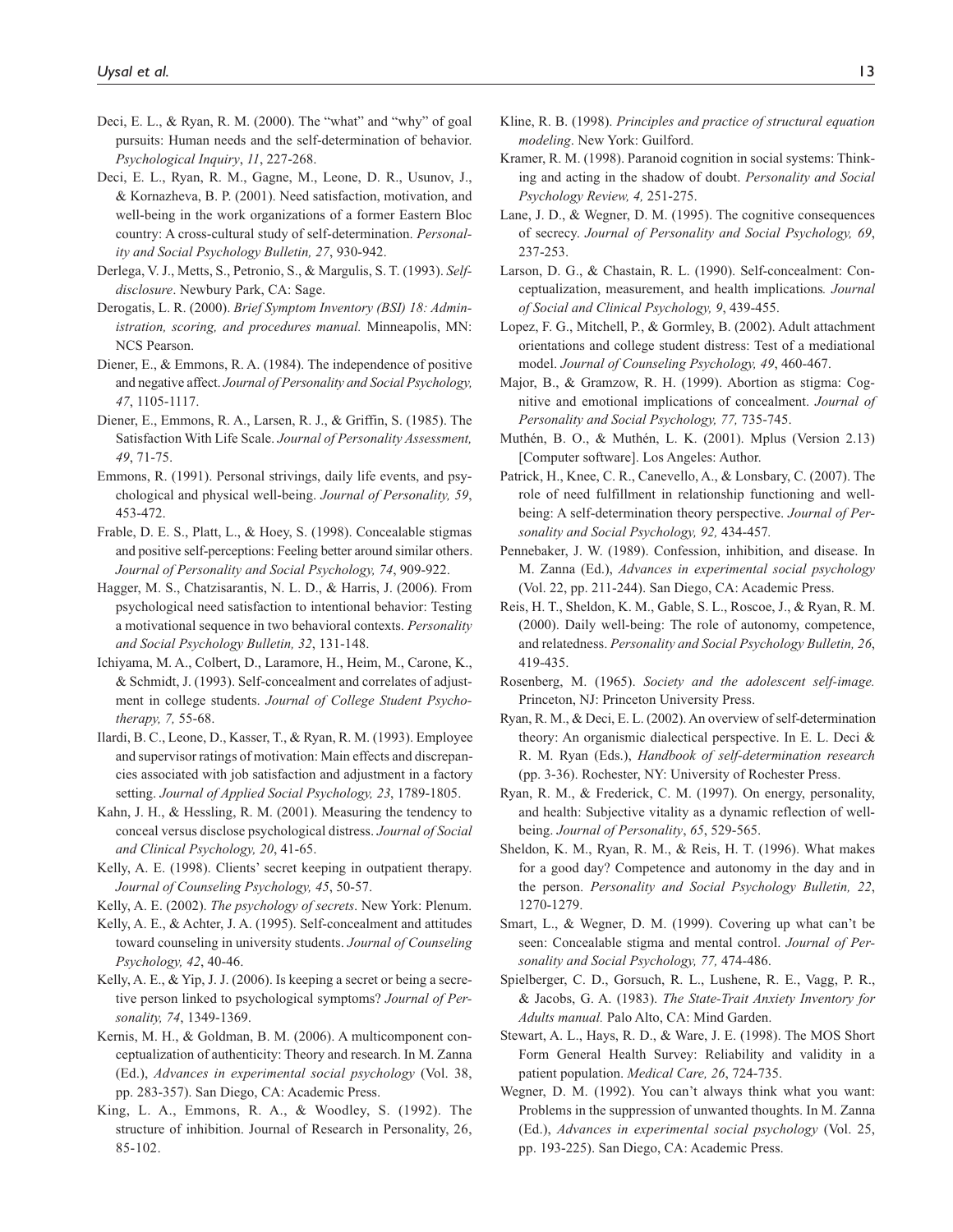Deci, E. L., & Ryan, R. M. (2000). The "what" and "why" of goal pursuits: Human needs and the self-determination of behavior. *Psychological Inquiry*, *11*, 227-268.

Deci, E. L., Ryan, R. M., Gagne, M., Leone, D. R., Usunov, J., & Kornazheva, B. P. (2001). Need satisfaction, motivation, and well-being in the work organizations of a former Eastern Bloc country: A cross-cultural study of self-determination. *Personality and Social Psychology Bulletin, 27*, 930-942.

Derlega, V. J., Metts, S., Petronio, S., & Margulis, S. T. (1993). *Self-disclosure*. Newbury Park, CA: Sage.

Derogatis, L. R. (2000). *Brief Symptom Inventory (BSI) 18: Administration, scoring, and procedures manual.* Minneapolis, MN: NCS Pearson.

Diener, E., & Emmons, R. A. (1984). The independence of positive and negative affect. *Journal of Personality and Social Psychology, 47*, 1105-1117.

Diener, E., Emmons, R. A., Larsen, R. J., & Griffin, S. (1985). The Satisfaction With Life Scale. *Journal of Personality Assessment, 49*, 71-75.

Emmons, R. (1991). Personal strivings, daily life events, and psychological and physical well-being. *Journal of Personality, 59*, 453-472.

Frable, D. E. S., Platt, L., & Hoey, S. (1998). Concealable stigmas and positive self-perceptions: Feeling better around similar others. *Journal of Personality and Social Psychology, 74*, 909-922.

Hagger, M. S., Chatzisarantis, N. L. D., & Harris, J. (2006). From psychological need satisfaction to intentional behavior: Testing a motivational sequence in two behavioral contexts. *Personality and Social Psychology Bulletin, 32*, 131-148.

Ichiyama, M. A., Colbert, D., Laramore, H., Heim, M., Carone, K., & Schmidt, J. (1993). Self-concealment and correlates of adjustment in college students. *Journal of College Student Psychotherapy, 7,* 55-68.

Ilardi, B. C., Leone, D., Kasser, T., & Ryan, R. M. (1993). Employee and supervisor ratings of motivation: Main effects and discrepancies associated with job satisfaction and adjustment in a factory setting. *Journal of Applied Social Psychology, 23*, 1789-1805.

Kahn, J. H., & Hessling, R. M. (2001). Measuring the tendency to conceal versus disclose psychological distress. *Journal of Social and Clinical Psychology, 20*, 41-65.

Kelly, A. E. (1998). Clients' secret keeping in outpatient therapy. *Journal of Counseling Psychology, 45*, 50-57.

Kelly, A. E. (2002). *The psychology of secrets*. New York: Plenum.

Kelly, A. E., & Achter, J. A. (1995). Self-concealment and attitudes toward counseling in university students. *Journal of Counseling Psychology, 42*, 40-46.

Kelly, A. E., & Yip, J. J. (2006). Is keeping a secret or being a secretive person linked to psychological symptoms? *Journal of Personality, 74*, 1349-1369.

Kernis, M. H., & Goldman, B. M. (2006). A multicomponent conceptualization of authenticity: Theory and research. In M. Zanna (Ed.), *Advances in experimental social psychology* (Vol. 38, pp. 283-357). San Diego, CA: Academic Press.

King, L. A., Emmons, R. A., & Woodley, S. (1992). The structure of inhibition. Journal of Research in Personality, 26, 85-102.

Kline, R. B. (1998). *Principles and practice of structural equation modeling*. New York: Guilford.

Kramer, R. M. (1998). Paranoid cognition in social systems: Thinking and acting in the shadow of doubt. *Personality and Social Psychology Review, 4,* 251-275.

Lane, J. D., & Wegner, D. M. (1995). The cognitive consequences of secrecy. *Journal of Personality and Social Psychology, 69*, 237-253.

Larson, D. G., & Chastain, R. L. (1990). Self-concealment: Conceptualization, measurement, and health implications*. Journal of Social and Clinical Psychology, 9*, 439-455.

Lopez, F. G., Mitchell, P., & Gormley, B. (2002). Adult attachment orientations and college student distress: Test of a mediational model. *Journal of Counseling Psychology, 49*, 460-467.

Major, B., & Gramzow, R. H. (1999). Abortion as stigma: Cognitive and emotional implications of concealment. *Journal of Personality and Social Psychology, 77,* 735-745.

Muthén, B. O., & Muthén, L. K. (2001). Mplus (Version 2.13) [Computer software]. Los Angeles: Author.

Patrick, H., Knee, C. R., Canevello, A., & Lonsbary, C. (2007). The role of need fulfillment in relationship functioning and well-being: A self-determination theory perspective. *Journal of Personality and Social Psychology, 92,* 434-457*.*

Pennebaker, J. W. (1989). Confession, inhibition, and disease. In M. Zanna (Ed.), *Advances in experimental social psychology* (Vol. 22, pp. 211-244). San Diego, CA: Academic Press.

Reis, H. T., Sheldon, K. M., Gable, S. L., Roscoe, J., & Ryan, R. M. (2000). Daily well-being: The role of autonomy, competence, and relatedness. *Personality and Social Psychology Bulletin, 26*, 419-435.

Rosenberg, M. (1965). *Society and the adolescent self-image.* Princeton, NJ: Princeton University Press.

Ryan, R. M., & Deci, E. L. (2002). An overview of self-determination theory: An organismic dialectical perspective. In E. L. Deci & R. M. Ryan (Eds.), *Handbook of self-determination research* (pp. 3-36). Rochester, NY: University of Rochester Press.

Ryan, R. M., & Frederick, C. M. (1997). On energy, personality, and health: Subjective vitality as a dynamic reflection of well-being. *Journal of Personality*, *65*, 529-565.

Sheldon, K. M., Ryan, R. M., & Reis, H. T. (1996). What makes for a good day? Competence and autonomy in the day and in the person. *Personality and Social Psychology Bulletin, 22*, 1270-1279.

Smart, L., & Wegner, D. M. (1999). Covering up what can't be seen: Concealable stigma and mental control. *Journal of Personality and Social Psychology, 77,* 474-486.

Spielberger, C. D., Gorsuch, R. L., Lushene, R. E., Vagg, P. R., & Jacobs, G. A. (1983). *The State-Trait Anxiety Inventory for Adults manual.* Palo Alto, CA: Mind Garden.

Stewart, A. L., Hays, R. D., & Ware, J. E. (1998). The MOS Short Form General Health Survey: Reliability and validity in a patient population. *Medical Care, 26*, 724-735.

Wegner, D. M. (1992). You can't always think what you want: Problems in the suppression of unwanted thoughts. In M. Zanna (Ed.), *Advances in experimental social psychology* (Vol. 25, pp. 193-225). San Diego, CA: Academic Press.